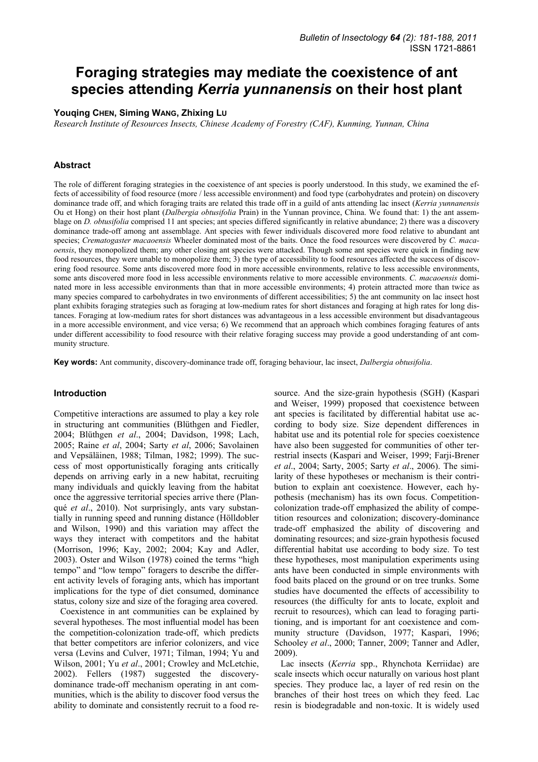# Foraging strategies may mediate the coexistence of ant species attending *Kerria yunnanensis* on their host plant

**Youqing CHEN, Siming WANG, Zhixing LU**

*Research Institute of Resources Insects, Chinese Academy of Forestry (CAF), Kunming, Yunnan, China*

## Abstract

The role of different foraging strategies in the coexistence of ant species is poorly understood. In this study, we examined the effects of accessibility of food resource (more / less accessible environment) and food type (carbohydrates and protein) on discovery dominance trade off, and which foraging traits are related this trade off in a guild of ants attending lac insect (*Kerria yunnanensis* Ou et Hong) on their host plant (*Dalbergia obtusifolia* Prain) in the Yunnan province, China. We found that: 1) the ant assemblage on *D. obtusifolia* comprised 11 ant species; ant species differed significantly in relative abundance; 2) there was a discovery dominance trade-off among ant assemblage. Ant species with fewer individuals discovered more food relative to abundant ant species; *Crematogaster macaoensis* Wheeler dominated most of the baits. Once the food resources were discovered by *C. macaoensis*, they monopolized them; any other closing ant species were attacked. Though some ant species were quick in finding new food resources, they were unable to monopolize them; 3) the type of accessibility to food resources affected the success of discovering food resource. Some ants discovered more food in more accessible environments, relative to less accessible environments, some ants discovered more food in less accessible environments relative to more accessible environments. *C. macaoensis* dominated more in less accessible environments than that in more accessible environments; 4) protein attracted more than twice as many species compared to carbohydrates in two environments of different accessibilities; 5) the ant community on lac insect host plant exhibits foraging strategies such as foraging at low-medium rates for short distances and foraging at high rates for long distances. Foraging at low-medium rates for short distances was advantageous in a less accessible environment but disadvantageous in a more accessible environment, and vice versa; 6) We recommend that an approach which combines foraging features of ants under different accessibility to food resource with their relative foraging success may provide a good understanding of ant community structure.

**Key words:** Ant community, discovery-dominance trade off, foraging behaviour, lac insect, *Dalbergia obtusifolia*.

## Introduction

Competitive interactions are assumed to play a key role in structuring ant communities (Blüthgen and Fiedler, 2004; Blüthgen *et al*., 2004; Davidson, 1998; Lach, 2005; Raine *et al*, 2004; Sarty *et al*, 2006; Savolainen and Vepsäläinen, 1988; Tilman, 1982; 1999). The success of most opportunistically foraging ants critically depends on arriving early in a new habitat, recruiting many individuals and quickly leaving from the habitat once the aggressive territorial species arrive there (Planqué *et al*., 2010). Not surprisingly, ants vary substantially in running speed and running distance (Hölldobler and Wilson, 1990) and this variation may affect the ways they interact with competitors and the habitat (Morrison, 1996; Kay, 2002; 2004; Kay and Adler, 2003). Oster and Wilson (1978) coined the terms "high tempo" and "low tempo" foragers to describe the different activity levels of foraging ants, which has important implications for the type of diet consumed, dominance status, colony size and size of the foraging area covered.

Coexistence in ant communities can be explained by several hypotheses. The most influential model has been the competition-colonization trade-off, which predicts that better competitors are inferior colonizers, and vice versa (Levins and Culver, 1971; Tilman, 1994; Yu and Wilson, 2001; Yu *et al*., 2001; Crowley and McLetchie, 2002). Fellers (1987) suggested the discovery-dominance trade-off mechanism operating in ant communities, which is the ability to discover food versus the ability to dominate and consistently recruit to a food resource. And the size-grain hypothesis (SGH) (Kaspari and Weiser, 1999) proposed that coexistence between ant species is facilitated by differential habitat use according to body size. Size dependent differences in habitat use and its potential role for species coexistence have also been suggested for communities of other terrestrial insects (Kaspari and Weiser, 1999; Farji-Brener *et al*., 2004; Sarty, 2005; Sarty *et al*., 2006). The similarity of these hypotheses or mechanism is their contribution to explain ant coexistence. However, each hypothesis (mechanism) has its own focus. Competition-colonization trade-off emphasized the ability of competition resources and colonization; discovery-dominance trade-off emphasized the ability of discovering and dominating resources; and size-grain hypothesis focused differential habitat use according to body size. To test these hypotheses, most manipulation experiments using ants have been conducted in simple environments with food baits placed on the ground or on tree trunks. Some studies have documented the effects of accessibility to resources (the difficulty for ants to locate, exploit and recruit to resources), which can lead to foraging partitioning, and is important for ant coexistence and community structure (Davidson, 1977; Kaspari, 1996; Schooley *et al*., 2000; Tanner, 2009; Tanner and Adler, 2009).

Lac insects (*Kerria* spp., Rhynchota Kerriidae) are scale insects which occur naturally on various host plant species. They produce lac, a layer of red resin on the branches of their host trees on which they feed. Lac resin is biodegradable and non-toxic. It is widely used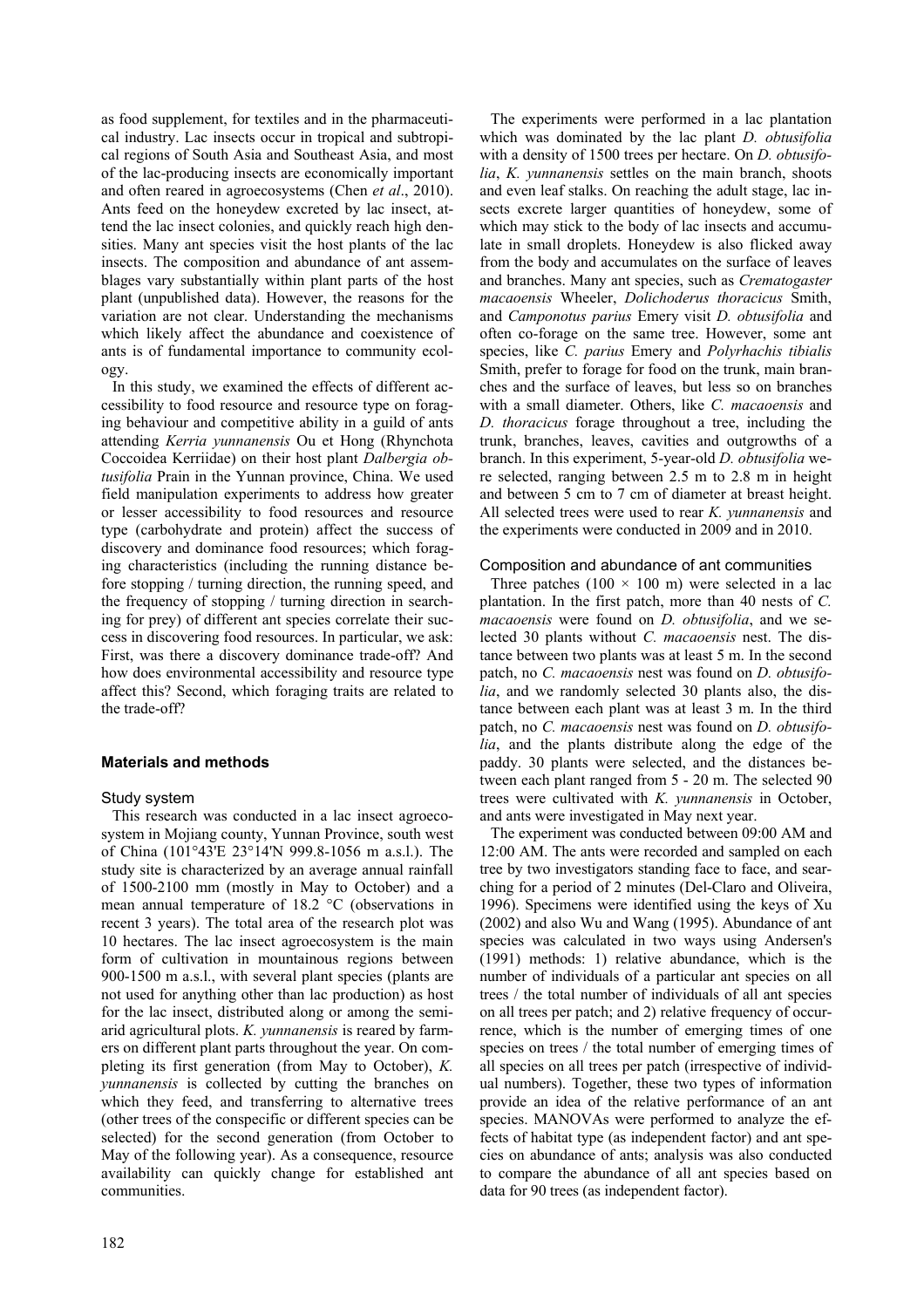as food supplement, for textiles and in the pharmaceutical industry. Lac insects occur in tropical and subtropical regions of South Asia and Southeast Asia, and most of the lac-producing insects are economically important and often reared in agroecosystems (Chen *et al*., 2010). Ants feed on the honeydew excreted by lac insect, attend the lac insect colonies, and quickly reach high densities. Many ant species visit the host plants of the lac insects. The composition and abundance of ant assemblages vary substantially within plant parts of the host plant (unpublished data). However, the reasons for the variation are not clear. Understanding the mechanisms which likely affect the abundance and coexistence of ants is of fundamental importance to community ecology.

In this study, we examined the effects of different accessibility to food resource and resource type on foraging behaviour and competitive ability in a guild of ants attending *Kerria yunnanensis* Ou et Hong (Rhynchota Coccoidea Kerriidae) on their host plant *Dalbergia obtusifolia* Prain in the Yunnan province, China. We used field manipulation experiments to address how greater or lesser accessibility to food resources and resource type (carbohydrate and protein) affect the success of discovery and dominance food resources; which foraging characteristics (including the running distance before stopping / turning direction, the running speed, and the frequency of stopping / turning direction in searching for prey) of different ant species correlate their success in discovering food resources. In particular, we ask: First, was there a discovery dominance trade-off? And how does environmental accessibility and resource type affect this? Second, which foraging traits are related to the trade-off?

## Materials and methods

### Study system

This research was conducted in a lac insect agroecosystem in Mojiang county, Yunnan Province, south west of China (101°43'E 23°14'N 999.8-1056 m a.s.l.). The study site is characterized by an average annual rainfall of 1500-2100 mm (mostly in May to October) and a mean annual temperature of 18.2 °C (observations in recent 3 years). The total area of the research plot was 10 hectares. The lac insect agroecosystem is the main form of cultivation in mountainous regions between 900-1500 m a.s.l., with several plant species (plants are not used for anything other than lac production) as host for the lac insect, distributed along or among the semi-arid agricultural plots. *K. yunnanensis* is reared by farmers on different plant parts throughout the year. On completing its first generation (from May to October), *K. yunnanensis* is collected by cutting the branches on which they feed, and transferring to alternative trees (other trees of the conspecific or different species can be selected) for the second generation (from October to May of the following year). As a consequence, resource availability can quickly change for established ant communities.

The experiments were performed in a lac plantation which was dominated by the lac plant *D. obtusifolia* with a density of 1500 trees per hectare. On *D. obtusifolia*, *K. yunnanensis* settles on the main branch, shoots and even leaf stalks. On reaching the adult stage, lac insects excrete larger quantities of honeydew, some of which may stick to the body of lac insects and accumulate in small droplets. Honeydew is also flicked away from the body and accumulates on the surface of leaves and branches. Many ant species, such as *Crematogaster macaoensis* Wheeler, *Dolichoderus thoracicus* Smith, and *Camponotus parius* Emery visit *D. obtusifolia* and often co-forage on the same tree. However, some ant species, like *C. parius* Emery and *Polyrhachis tibialis* Smith, prefer to forage for food on the trunk, main branches and the surface of leaves, but less so on branches with a small diameter. Others, like *C. macaoensis* and *D. thoracicus* forage throughout a tree, including the trunk, branches, leaves, cavities and outgrowths of a branch. In this experiment, 5-year-old *D. obtusifolia* were selected, ranging between 2.5 m to 2.8 m in height and between 5 cm to 7 cm of diameter at breast height. All selected trees were used to rear *K. yunnanensis* and the experiments were conducted in 2009 and in 2010.

### Composition and abundance of ant communities

Three patches (100 × 100 m) were selected in a lac plantation. In the first patch, more than 40 nests of *C. macaoensis* were found on *D. obtusifolia*, and we selected 30 plants without *C. macaoensis* nest. The distance between two plants was at least 5 m. In the second patch, no *C. macaoensis* nest was found on *D. obtusifolia*, and we randomly selected 30 plants also, the distance between each plant was at least 3 m. In the third patch, no *C. macaoensis* nest was found on *D. obtusifolia*, and the plants distribute along the edge of the paddy. 30 plants were selected, and the distances between each plant ranged from 5 - 20 m. The selected 90 trees were cultivated with *K. yunnanensis* in October, and ants were investigated in May next year.

The experiment was conducted between 09:00 AM and 12:00 AM. The ants were recorded and sampled on each tree by two investigators standing face to face, and searching for a period of 2 minutes (Del-Claro and Oliveira, 1996). Specimens were identified using the keys of Xu (2002) and also Wu and Wang (1995). Abundance of ant species was calculated in two ways using Andersen's (1991) methods: 1) relative abundance, which is the number of individuals of a particular ant species on all trees / the total number of individuals of all ant species on all trees per patch; and 2) relative frequency of occurrence, which is the number of emerging times of one species on trees / the total number of emerging times of all species on all trees per patch (irrespective of individual numbers). Together, these two types of information provide an idea of the relative performance of an ant species. MANOVAs were performed to analyze the effects of habitat type (as independent factor) and ant species on abundance of ants; analysis was also conducted to compare the abundance of all ant species based on data for 90 trees (as independent factor).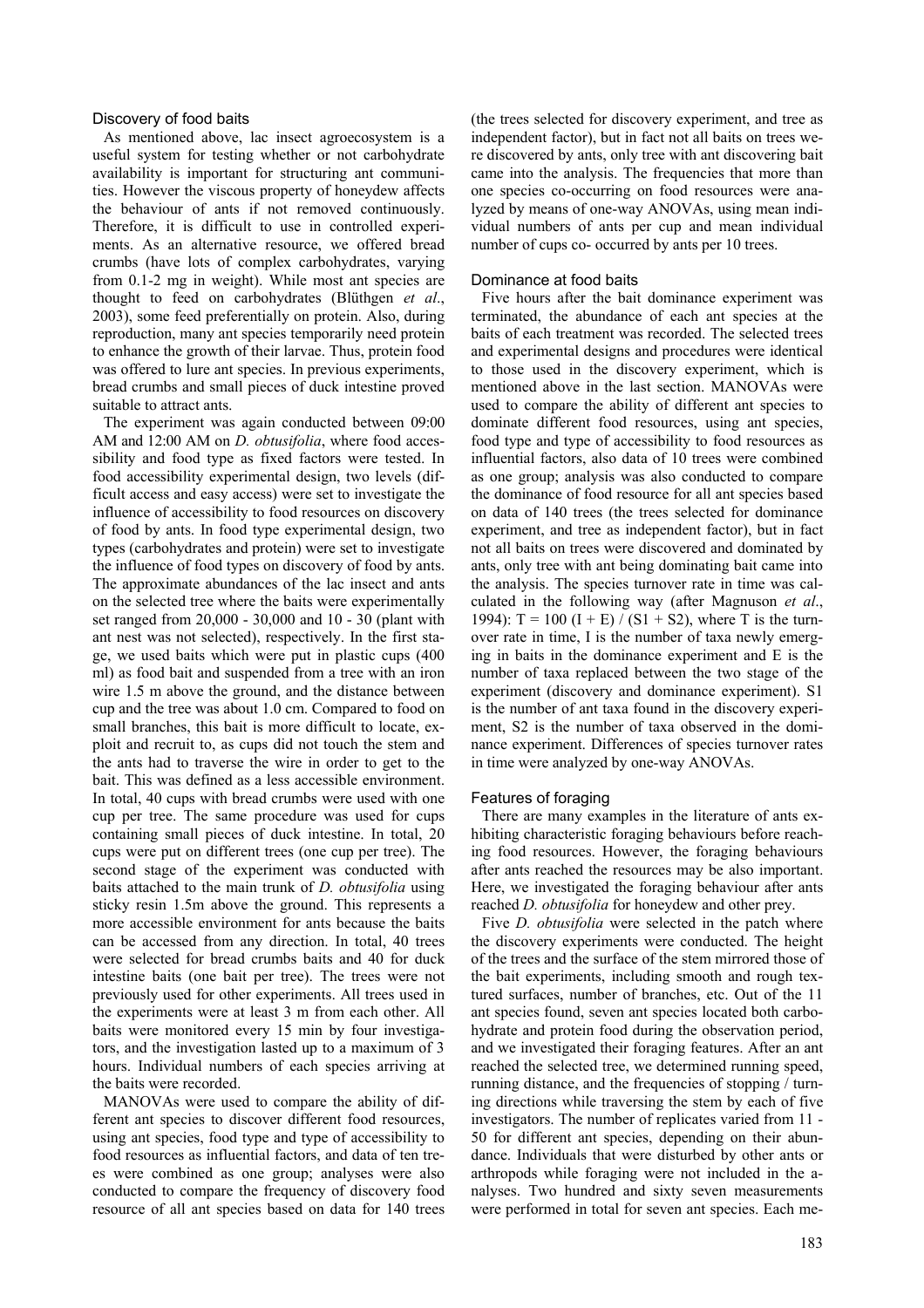### Discovery of food baits

As mentioned above, lac insect agroecosystem is a useful system for testing whether or not carbohydrate availability is important for structuring ant communities. However the viscous property of honeydew affects the behaviour of ants if not removed continuously. Therefore, it is difficult to use in controlled experiments. As an alternative resource, we offered bread crumbs (have lots of complex carbohydrates, varying from 0.1-2 mg in weight). While most ant species are thought to feed on carbohydrates (Blüthgen *et al*., 2003), some feed preferentially on protein. Also, during reproduction, many ant species temporarily need protein to enhance the growth of their larvae. Thus, protein food was offered to lure ant species. In previous experiments, bread crumbs and small pieces of duck intestine proved suitable to attract ants.

The experiment was again conducted between 09:00 AM and 12:00 AM on *D. obtusifolia*, where food accessibility and food type as fixed factors were tested. In food accessibility experimental design, two levels (difficult access and easy access) were set to investigate the influence of accessibility to food resources on discovery of food by ants. In food type experimental design, two types (carbohydrates and protein) were set to investigate the influence of food types on discovery of food by ants. The approximate abundances of the lac insect and ants on the selected tree where the baits were experimentally set ranged from 20,000 - 30,000 and 10 - 30 (plant with ant nest was not selected), respectively. In the first stage, we used baits which were put in plastic cups (400 ml) as food bait and suspended from a tree with an iron wire 1.5 m above the ground, and the distance between cup and the tree was about 1.0 cm. Compared to food on small branches, this bait is more difficult to locate, exploit and recruit to, as cups did not touch the stem and the ants had to traverse the wire in order to get to the bait. This was defined as a less accessible environment. In total, 40 cups with bread crumbs were used with one cup per tree. The same procedure was used for cups containing small pieces of duck intestine. In total, 20 cups were put on different trees (one cup per tree). The second stage of the experiment was conducted with baits attached to the main trunk of *D. obtusifolia* using sticky resin 1.5m above the ground. This represents a more accessible environment for ants because the baits can be accessed from any direction. In total, 40 trees were selected for bread crumbs baits and 40 for duck intestine baits (one bait per tree). The trees were not previously used for other experiments. All trees used in the experiments were at least 3 m from each other. All baits were monitored every 15 min by four investigators, and the investigation lasted up to a maximum of 3 hours. Individual numbers of each species arriving at the baits were recorded.

MANOVAs were used to compare the ability of different ant species to discover different food resources, using ant species, food type and type of accessibility to food resources as influential factors, and data of ten trees were combined as one group; analyses were also conducted to compare the frequency of discovery food resource of all ant species based on data for 140 trees (the trees selected for discovery experiment, and tree as independent factor), but in fact not all baits on trees were discovered by ants, only tree with ant discovering bait came into the analysis. The frequencies that more than one species co-occurring on food resources were analyzed by means of one-way ANOVAs, using mean individual numbers of ants per cup and mean individual number of cups co- occurred by ants per 10 trees.

### Dominance at food baits

Five hours after the bait dominance experiment was terminated, the abundance of each ant species at the baits of each treatment was recorded. The selected trees and experimental designs and procedures were identical to those used in the discovery experiment, which is mentioned above in the last section. MANOVAs were used to compare the ability of different ant species to dominate different food resources, using ant species, food type and type of accessibility to food resources as influential factors, also data of 10 trees were combined as one group; analysis was also conducted to compare the dominance of food resource for all ant species based on data of 140 trees (the trees selected for dominance experiment, and tree as independent factor), but in fact not all baits on trees were discovered and dominated by ants, only tree with ant being dominating bait came into the analysis. The species turnover rate in time was calculated in the following way (after Magnuson *et al*., 1994): $T = 100\ (I + E) / (S1 + S2)$, where T is the turnover rate in time, I is the number of taxa newly emerging in baits in the dominance experiment and E is the number of taxa replaced between the two stage of the experiment (discovery and dominance experiment). S1 is the number of ant taxa found in the discovery experiment, S2 is the number of taxa observed in the dominance experiment. Differences of species turnover rates in time were analyzed by one-way ANOVAs.

### Features of foraging

There are many examples in the literature of ants exhibiting characteristic foraging behaviours before reaching food resources. However, the foraging behaviours after ants reached the resources may be also important. Here, we investigated the foraging behaviour after ants reached *D. obtusifolia* for honeydew and other prey.

Five *D. obtusifolia* were selected in the patch where the discovery experiments were conducted. The height of the trees and the surface of the stem mirrored those of the bait experiments, including smooth and rough textured surfaces, number of branches, etc. Out of the 11 ant species found, seven ant species located both carbohydrate and protein food during the observation period, and we investigated their foraging features. After an ant reached the selected tree, we determined running speed, running distance, and the frequencies of stopping / turning directions while traversing the stem by each of five investigators. The number of replicates varied from 11 - 50 for different ant species, depending on their abundance. Individuals that were disturbed by other ants or arthropods while foraging were not included in the analyses. Two hundred and sixty seven measurements were performed in total for seven ant species. Each me-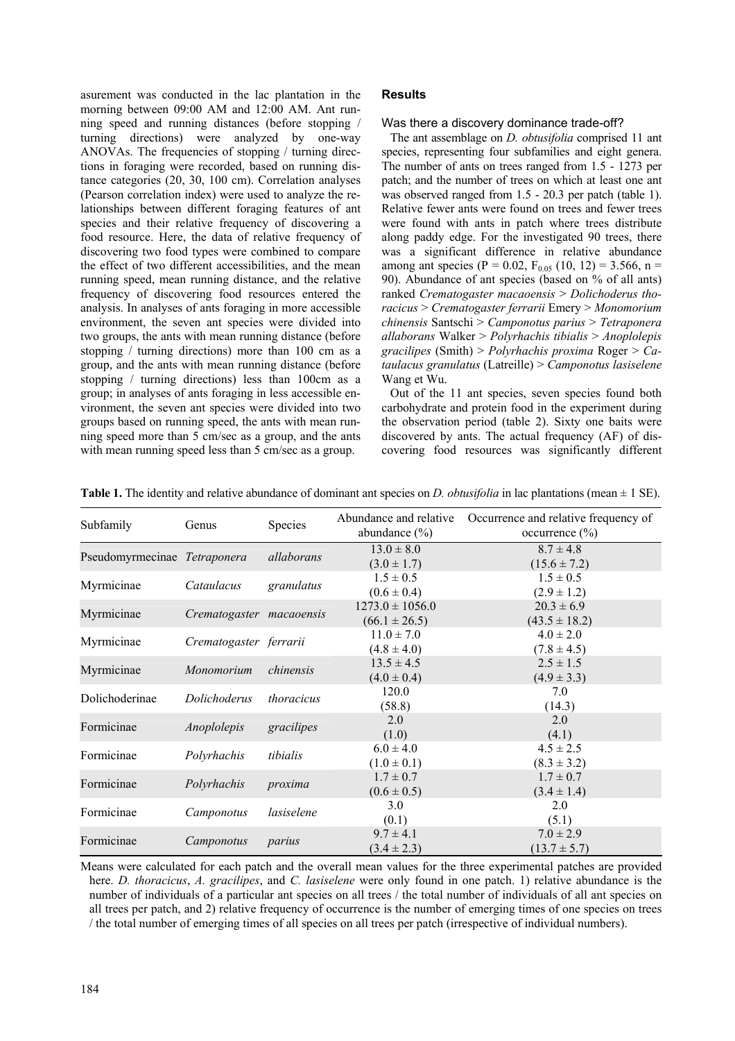asurement was conducted in the lac plantation in the morning between 09:00 AM and 12:00 AM. Ant running speed and running distances (before stopping / turning directions) were analyzed by one-way ANOVAs. The frequencies of stopping / turning directions in foraging were recorded, based on running distance categories (20, 30, 100 cm). Correlation analyses (Pearson correlation index) were used to analyze the relationships between different foraging features of ant species and their relative frequency of discovering a food resource. Here, the data of relative frequency of discovering two food types were combined to compare the effect of two different accessibilities, and the mean running speed, mean running distance, and the relative frequency of discovering food resources entered the analysis. In analyses of ants foraging in more accessible environment, the seven ant species were divided into two groups, the ants with mean running distance (before stopping / turning directions) more than 100 cm as a group, and the ants with mean running distance (before stopping / turning directions) less than 100cm as a group; in analyses of ants foraging in less accessible environment, the seven ant species were divided into two groups based on running speed, the ants with mean running speed more than 5 cm/sec as a group, and the ants with mean running speed less than 5 cm/sec as a group.

## Results

### Was there a discovery dominance trade-off?

The ant assemblage on *D. obtusifolia* comprised 11 ant species, representing four subfamilies and eight genera. The number of ants on trees ranged from 1.5 - 1273 per patch; and the number of trees on which at least one ant was observed ranged from 1.5 - 20.3 per patch (table 1). Relative fewer ants were found on trees and fewer trees were found with ants in patch where trees distribute along paddy edge. For the investigated 90 trees, there was a significant difference in relative abundance among ant species (P = 0.02, $F_{0.05}$ (10, 12) = 3.566, n = 90). Abundance of ant species (based on % of all ants) ranked *Crematogaster macaoensis* > *Dolichoderus thoracicus* > *Crematogaster ferrarii* Emery > *Monomorium chinensis* Santschi > *Camponotus parius* > *Tetraponera allaborans* Walker > *Polyrhachis tibialis* > *Anoplolepis gracilipes* (Smith) > *Polyrhachis proxima* Roger > *Cataulacus granulatus* (Latreille) > *Camponotus lasiselene* Wang et Wu.

Out of the 11 ant species, seven species found both carbohydrate and protein food in the experiment during the observation period (table 2). Sixty one baits were discovered by ants. The actual frequency (AF) of discovering food resources was significantly different

**Table 1.** The identity and relative abundance of dominant ant species on *D. obtusifolia* in lac plantations (mean ± 1 SE).

| Subfamily | Genus | Species | Abundance and relative abundance (%) | Occurrence and relative frequency of occurrence (%) |
|---|---|---|---|---|
| Pseudomyrmecinae | *Tetraponera* | *allaborans* | 13.0 ± 8.0 (3.0 ± 1.7) | 8.7 ± 4.8 (15.6 ± 7.2) |
| Myrmicinae | *Cataulacus* | *granulatus* | 1.5 ± 0.5 (0.6 ± 0.4) | 1.5 ± 0.5 (2.9 ± 1.2) |
| Myrmicinae | *Crematogaster* | *macaoensis* | 1273.0 ± 1056.0 (66.1 ± 26.5) | 20.3 ± 6.9 (43.5 ± 18.2) |
| Myrmicinae | *Crematogaster* | *ferrarii* | 11.0 ± 7.0 (4.8 ± 4.0) | 4.0 ± 2.0 (7.8 ± 4.5) |
| Myrmicinae | *Monomorium* | *chinensis* | 13.5 ± 4.5 (4.0 ± 0.4) | 2.5 ± 1.5 (4.9 ± 3.3) |
| Dolichoderinae | *Dolichoderus* | *thoracicus* | 120.0 (58.8) | 7.0 (14.3) |
| Formicinae | *Anoplolepis* | *gracilipes* | 2.0 (1.0) | 2.0 (4.1) |
| Formicinae | *Polyrhachis* | *tibialis* | 6.0 ± 4.0 (1.0 ± 0.1) | 4.5 ± 2.5 (8.3 ± 3.2) |
| Formicinae | *Polyrhachis* | *proxima* | 1.7 ± 0.7 (0.6 ± 0.5) | 1.7 ± 0.7 (3.4 ± 1.4) |
| Formicinae | *Camponotus* | *lasiselene* | 3.0 (0.1) | 2.0 (5.1) |
| Formicinae | *Camponotus* | *parius* | 9.7 ± 4.1 (3.4 ± 2.3) | 7.0 ± 2.9 (13.7 ± 5.7) |

Means were calculated for each patch and the overall mean values for the three experimental patches are provided here. *D. thoracicus*, *A. gracilipes*, and *C. lasiselene* were only found in one patch. 1) relative abundance is the number of individuals of a particular ant species on all trees / the total number of individuals of all ant species on all trees per patch, and 2) relative frequency of occurrence is the number of emerging times of one species on trees / the total number of emerging times of all species on all trees per patch (irrespective of individual numbers).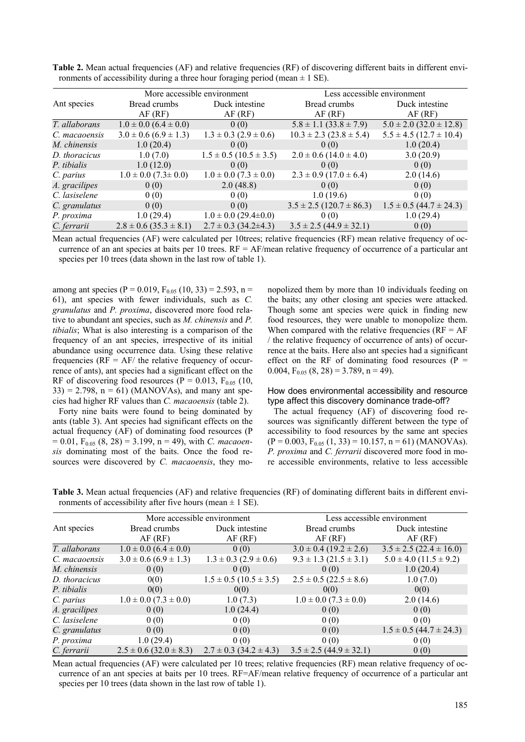**Table 2.** Mean actual frequencies (AF) and relative frequencies (RF) of discovering different baits in different environments of accessibility during a three hour foraging period (mean ± 1 SE).

| Ant species | More accessible environment | | Less accessible environment | |
|---|---|---|---|---|
| | Bread crumbs AF (RF) | Duck intestine AF (RF) | Bread crumbs AF (RF) | Duck intestine AF (RF) |
| *T. allaborans* | 1.0 ± 0.0 (6.4 ± 0.0) | 0 (0) | 5.8 ± 1.1 (33.8 ± 7.9) | 5.0 ± 2.0 (32.0 ± 12.8) |
| *C. macaoensis* | 3.0 ± 0.6 (6.9 ± 1.3) | 1.3 ± 0.3 (2.9 ± 0.6) | 10.3 ± 2.3 (23.8 ± 5.4) | 5.5 ± 4.5 (12.7 ± 10.4) |
| *M. chinensis* | 1.0 (20.4) | 0 (0) | 0 (0) | 1.0 (20.4) |
| *D. thoracicus* | 1.0 (7.0) | 1.5 ± 0.5 (10.5 ± 3.5) | 2.0 ± 0.6 (14.0 ± 4.0) | 3.0 (20.9) |
| *P. tibialis* | 1.0 (12.0) | 0 (0) | 0 (0) | 0 (0) |
| *C. parius* | 1.0 ± 0.0 (7.3± 0.0) | 1.0 ± 0.0 (7.3 ± 0.0) | 2.3 ± 0.9 (17.0 ± 6.4) | 2.0 (14.6) |
| *A. gracilipes* | 0 (0) | 2.0 (48.8) | 0 (0) | 0 (0) |
| *C. lasiselene* | 0 (0) | 0 (0) | 1.0 (19.6) | 0 (0) |
| *C. granulatus* | 0 (0) | 0 (0) | 3.5 ± 2.5 (120.7 ± 86.3) | 1.5 ± 0.5 (44.7 ± 24.3) |
| *P. proxima* | 1.0 (29.4) | 1.0 ± 0.0 (29.4±0.0) | 0 (0) | 1.0 (29.4) |
| *C. ferrarii* | 2.8 ± 0.6 (35.3 ± 8.1) | 2.7 ± 0.3 (34.2±4.3) | 3.5 ± 2.5 (44.9 ± 32.1) | 0 (0) |

Mean actual frequencies (AF) were calculated per 10trees; relative frequencies (RF) mean relative frequency of occurrence of an ant species at baits per 10 trees. RF = AF/mean relative frequency of occurrence of a particular ant species per 10 trees (data shown in the last row of table 1).

among ant species (P = 0.019, $F_{0.05}$ (10, 33) = 2.593, n = 61), ant species with fewer individuals, such as *C. granulatus* and *P. proxima*, discovered more food relative to abundant ant species, such as *M. chinensis* and *P. tibialis*; What is also interesting is a comparison of the frequency of an ant species, irrespective of its initial abundance using occurrence data. Using these relative frequencies (RF = AF/ the relative frequency of occurrence of ants), ant species had a significant effect on the RF of discovering food resources (P = 0.013, $F_{0.05}$ (10, 33) = 2.798, n = 61) (MANOVAs), and many ant species had higher RF values than *C. macaoensis* (table 2).

Forty nine baits were found to being dominated by ants (table 3). Ant species had significant effects on the actual frequency (AF) of dominating food resources (P = 0.01, $F_{0.05}$ (8, 28) = 3.199, n = 49), with *C. macaoensis* dominating most of the baits. Once the food resources were discovered by *C. macaoensis*, they monopolized them by more than 10 individuals feeding on the baits; any other closing ant species were attacked. Though some ant species were quick in finding new food resources, they were unable to monopolize them. When compared with the relative frequencies (RF = AF / the relative frequency of occurrence of ants) of occurrence at the baits. Here also ant species had a significant effect on the RF of dominating food resources (P = 0.004, $F_{0.05}$ (8, 28) = 3.789, n = 49).

### How does environmental accessibility and resource type affect this discovery dominance trade-off?

The actual frequency (AF) of discovering food resources was significantly different between the type of accessibility to food resources by the same ant species (P = 0.003, $F_{0.05}$ (1, 33) = 10.157, n = 61) (MANOVAs). *P. proxima* and *C. ferrarii* discovered more food in more accessible environments, relative to less accessible

**Table 3.** Mean actual frequencies (AF) and relative frequencies (RF) of dominating different baits in different environments of accessibility after five hours (mean ± 1 SE).

| Ant species | More accessible environment | | Less accessible environment | |
|---|---|---|---|---|
| | Bread crumbs AF (RF) | Duck intestine AF (RF) | Bread crumbs AF (RF) | Duck intestine AF (RF) |
| *T. allaborans* | 1.0 ± 0.0 (6.4 ± 0.0) | 0 (0) | 3.0 ± 0.4 (19.2 ± 2.6) | 3.5 ± 2.5 (22.4 ± 16.0) |
| *C. macaoensis* | 3.0 ± 0.6 (6.9 ± 1.3) | 1.3 ± 0.3 (2.9 ± 0.6) | 9.3 ± 1.3 (21.5 ± 3.1) | 5.0 ± 4.0 (11.5 ± 9.2) |
| *M. chinensis* | 0 (0) | 0 (0) | 0 (0) | 1.0 (20.4) |
| *D. thoracicus* | 0(0) | 1.5 ± 0.5 (10.5 ± 3.5) | 2.5 ± 0.5 (22.5 ± 8.6) | 1.0 (7.0) |
| *P. tibialis* | 0(0) | 0(0) | 0(0) | 0(0) |
| *C. parius* | 1.0 ± 0.0 (7.3 ± 0.0) | 1.0 (7.3) | 1.0 ± 0.0 (7.3 ± 0.0) | 2.0 (14.6) |
| *A. gracilipes* | 0 (0) | 1.0 (24.4) | 0 (0) | 0 (0) |
| *C. lasiselene* | 0 (0) | 0 (0) | 0 (0) | 0 (0) |
| *C. granulatus* | 0 (0) | 0 (0) | 0 (0) | 1.5 ± 0.5 (44.7 ± 24.3) |
| *P. proxima* | 1.0 (29.4) | 0 (0) | 0 (0) | 0 (0) |
| *C. ferrarii* | 2.5 ± 0.6 (32.0 ± 8.3) | 2.7 ± 0.3 (34.2 ± 4.3) | 3.5 ± 2.5 (44.9 ± 32.1) | 0 (0) |

Mean actual frequencies (AF) were calculated per 10 trees; relative frequencies (RF) mean relative frequency of occurrence of an ant species at baits per 10 trees. RF=AF/mean relative frequency of occurrence of a particular ant species per 10 trees (data shown in the last row of table 1).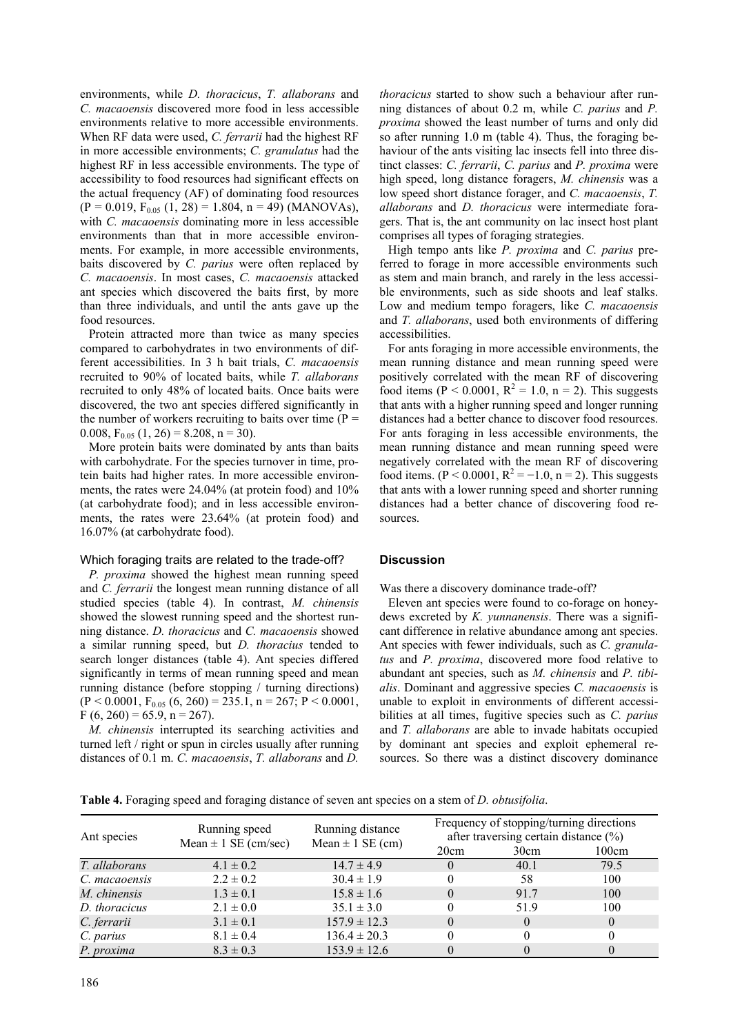environments, while *D. thoracicus*, *T. allaborans* and *C. macaoensis* discovered more food in less accessible environments relative to more accessible environments. When RF data were used, *C. ferrarii* had the highest RF in more accessible environments; *C. granulatus* had the highest RF in less accessible environments. The type of accessibility to food resources had significant effects on the actual frequency (AF) of dominating food resources ($P = 0.019$, $F_{0.05}$ $(1, 28) = 1.804$, $n = 49$) (MANOVAs), with *C. macaoensis* dominating more in less accessible environments than that in more accessible environments. For example, in more accessible environments, baits discovered by *C. parius* were often replaced by *C. macaoensis*. In most cases, *C. macaoensis* attacked ant species which discovered the baits first, by more than three individuals, and until the ants gave up the food resources.

Protein attracted more than twice as many species compared to carbohydrates in two environments of different accessibilities. In 3 h bait trials, *C. macaoensis* recruited to 90% of located baits, while *T. allaborans* recruited to only 48% of located baits. Once baits were discovered, the two ant species differed significantly in the number of workers recruiting to baits over time ($P = 0.008$, $F_{0.05}$ $(1, 26) = 8.208$, $n = 30$).

More protein baits were dominated by ants than baits with carbohydrate. For the species turnover in time, protein baits had higher rates. In more accessible environments, the rates were 24.04% (at protein food) and 10% (at carbohydrate food); and in less accessible environments, the rates were 23.64% (at protein food) and 16.07% (at carbohydrate food).

### Which foraging traits are related to the trade-off?

*P. proxima* showed the highest mean running speed and *C. ferrarii* the longest mean running distance of all studied species (table 4). In contrast, *M. chinensis* showed the slowest running speed and the shortest running distance. *D. thoracicus* and *C. macaoensis* showed a similar running speed, but *D. thoracius* tended to search longer distances (table 4). Ant species differed significantly in terms of mean running speed and mean running distance (before stopping / turning directions) ($P < 0.0001$, $F_{0.05}$ $(6, 260) = 235.1$, $n = 267$; $P < 0.0001$, $F$ $(6, 260) = 65.9$, $n = 267$).

*M. chinensis* interrupted its searching activities and turned left / right or spun in circles usually after running distances of 0.1 m. *C. macaoensis*, *T. allaborans* and *D. thoracicus* started to show such a behaviour after running distances of about 0.2 m, while *C. parius* and *P. proxima* showed the least number of turns and only did so after running 1.0 m (table 4). Thus, the foraging behaviour of the ants visiting lac insects fell into three distinct classes: *C. ferrarii*, *C. parius* and *P. proxima* were high speed, long distance foragers, *M. chinensis* was a low speed short distance forager, and *C. macaoensis*, *T. allaborans* and *D. thoracicus* were intermediate foragers. That is, the ant community on lac insect host plant comprises all types of foraging strategies.

High tempo ants like *P. proxima* and *C. parius* preferred to forage in more accessible environments such as stem and main branch, and rarely in the less accessible environments, such as side shoots and leaf stalks. Low and medium tempo foragers, like *C. macaoensis* and *T. allaborans*, used both environments of differing accessibilities.

For ants foraging in more accessible environments, the mean running distance and mean running speed were positively correlated with the mean RF of discovering food items ($P < 0.0001$, $R^2 = 1.0$, $n = 2$). This suggests that ants with a higher running speed and longer running distances had a better chance to discover food resources. For ants foraging in less accessible environments, the mean running distance and mean running speed were negatively correlated with the mean RF of discovering food items. ($P < 0.0001$, $R^2 = -1.0$, $n = 2$). This suggests that ants with a lower running speed and shorter running distances had a better chance of discovering food resources.

## Discussion

Was there a discovery dominance trade-off?

Eleven ant species were found to co-forage on honeydews excreted by *K. yunnanensis*. There was a significant difference in relative abundance among ant species. Ant species with fewer individuals, such as *C. granulatus* and *P. proxima*, discovered more food relative to abundant ant species, such as *M. chinensis* and *P. tibialis*. Dominant and aggressive species *C. macaoensis* is unable to exploit in environments of different accessibilities at all times, fugitive species such as *C. parius* and *T. allaborans* are able to invade habitats occupied by dominant ant species and exploit ephemeral resources. So there was a distinct discovery dominance

**Table 4.** Foraging speed and foraging distance of seven ant species on a stem of *D. obtusifolia*.

| Ant species | Running speed Mean ± 1 SE (cm/sec) | Running distance Mean ± 1 SE (cm) | Frequency of stopping/turning directions after traversing certain distance (%) | | |
|---|---|---|---|---|---|
| | | | 20cm | 30cm | 100cm |
| *T. allaborans* | 4.1 ± 0.2 | 14.7 ± 4.9 | 0 | 40.1 | 79.5 |
| *C. macaoensis* | 2.2 ± 0.2 | 30.4 ± 1.9 | 0 | 58 | 100 |
| *M. chinensis* | 1.3 ± 0.1 | 15.8 ± 1.6 | 0 | 91.7 | 100 |
| *D. thoracicus* | 2.1 ± 0.0 | 35.1 ± 3.0 | 0 | 51.9 | 100 |
| *C. ferrarii* | 3.1 ± 0.1 | 157.9 ± 12.3 | 0 | 0 | 0 |
| *C. parius* | 8.1 ± 0.4 | 136.4 ± 20.3 | 0 | 0 | 0 |
| *P. proxima* | 8.3 ± 0.3 | 153.9 ± 12.6 | 0 | 0 | 0 |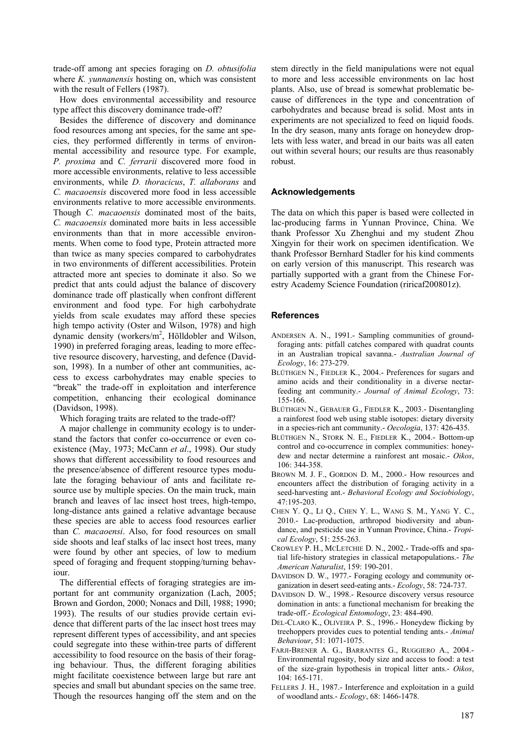trade-off among ant species foraging on *D. obtusifolia* where *K. yunnanensis* hosting on, which was consistent with the result of Fellers (1987).

How does environmental accessibility and resource type affect this discovery dominance trade-off?

Besides the difference of discovery and dominance food resources among ant species, for the same ant species, they performed differently in terms of environmental accessibility and resource type. For example, *P. proxima* and *C. ferrarii* discovered more food in more accessible environments, relative to less accessible environments, while *D. thoracicus*, *T. allaborans* and *C. macaoensis* discovered more food in less accessible environments relative to more accessible environments. Though *C. macaoensis* dominated most of the baits, *C. macaoensis* dominated more baits in less accessible environments than that in more accessible environments. When come to food type, Protein attracted more than twice as many species compared to carbohydrates in two environments of different accessibilities. Protein attracted more ant species to dominate it also. So we predict that ants could adjust the balance of discovery dominance trade off plastically when confront different environment and food type. For high carbohydrate yields from scale exudates may afford these species high tempo activity (Oster and Wilson, 1978) and high dynamic density (workers/m$^2$, Hölldobler and Wilson, 1990) in preferred foraging areas, leading to more effective resource discovery, harvesting, and defence (Davidson, 1998). In a number of other ant communities, access to excess carbohydrates may enable species to "break" the trade-off in exploitation and interference competition, enhancing their ecological dominance (Davidson, 1998).

Which foraging traits are related to the trade-off?

A major challenge in community ecology is to understand the factors that confer co-occurrence or even coexistence (May, 1973; McCann *et al*., 1998). Our study shows that different accessibility to food resources and the presence/absence of different resource types modulate the foraging behaviour of ants and facilitate resource use by multiple species. On the main truck, main branch and leaves of lac insect host trees, high-tempo, long-distance ants gained a relative advantage because these species are able to access food resources earlier than *C. macaoensi*. Also, for food resources on small side shoots and leaf stalks of lac insect host trees, many were found by other ant species, of low to medium speed of foraging and frequent stopping/turning behaviour.

The differential effects of foraging strategies are important for ant community organization (Lach, 2005; Brown and Gordon, 2000; Nonacs and Dill, 1988; 1990; 1993). The results of our studies provide certain evidence that different parts of the lac insect host trees may represent different types of accessibility, and ant species could segregate into these within-tree parts of different accessibility to food resource on the basis of their foraging behaviour. Thus, the different foraging abilities might facilitate coexistence between large but rare ant species and small but abundant species on the same tree. Though the resources hanging off the stem and on the stem directly in the field manipulations were not equal to more and less accessible environments on lac host plants. Also, use of bread is somewhat problematic because of differences in the type and concentration of carbohydrates and because bread is solid. Most ants in experiments are not specialized to feed on liquid foods. In the dry season, many ants forage on honeydew droplets with less water, and bread in our baits was all eaten out within several hours; our results are thus reasonably robust.

## Acknowledgements

The data on which this paper is based were collected in lac-producing farms in Yunnan Province, China. We thank Professor Xu Zhenghui and my student Zhou Xingyin for their work on specimen identification. We thank Professor Bernhard Stadler for his kind comments on early version of this manuscript. This research was partially supported with a grant from the Chinese Forestry Academy Science Foundation (riricaf200801z).

## References

ANDERSEN A. N., 1991.- Sampling communities of ground-foraging ants: pitfall catches compared with quadrat counts in an Australian tropical savanna.- *Australian Journal of Ecology*, 16: 273-279.

BLÜTHGEN N., FIEDLER K., 2004.- Preferences for sugars and amino acids and their conditionality in a diverse nectar-feeding ant community.- *Journal of Animal Ecology*, 73: 155-166.

BLÜTHGEN N., GEBAUER G., FIEDLER K., 2003.- Disentangling a rainforest food web using stable isotopes: dietary diversity in a species-rich ant community.- *Oecologia*, 137: 426-435.

BLÜTHGEN N., STORK N. E., FIEDLER K., 2004.- Bottom-up control and co-occurrence in complex communities: honeydew and nectar determine a rainforest ant mosaic.- *Oikos*, 106: 344-358.

BROWN M. J. F., GORDON D. M., 2000.- How resources and encounters affect the distribution of foraging activity in a seed-harvesting ant.- *Behavioral Ecology and Sociobiology*, 47:195-203.

CHEN Y. Q., LI Q., CHEN Y. L., WANG S. M., YANG Y. C., 2010.- Lac-production, arthropod biodiversity and abundance, and pesticide use in Yunnan Province, China.- *Tropical Ecology*, 51: 255-263.

CROWLEY P. H., MCLETCHIE D. N., 2002.- Trade-offs and spatial life-history strategies in classical metapopulations.- *The American Naturalist*, 159: 190-201.

DAVIDSON D. W., 1977.- Foraging ecology and community organization in desert seed-eating ants.- *Ecology*, 58: 724-737.

DAVIDSON D. W., 1998.- Resource discovery versus resource domination in ants: a functional mechanism for breaking the trade-off.- *Ecological Entomology*, 23: 484-490.

DEL-CLARO K., OLIVEIRA P. S., 1996.- Honeydew flicking by treehoppers provides cues to potential tending ants.- *Animal Behaviour*, 51: 1071-1075.

FARJI-BRENER A. G., BARRANTES G., RUGGIERO A., 2004.- Environmental rugosity, body size and access to food: a test of the size-grain hypothesis in tropical litter ants.- *Oikos*, 104: 165-171.

FELLERS J. H., 1987.- Interference and exploitation in a guild of woodland ants.- *Ecology*, 68: 1466-1478.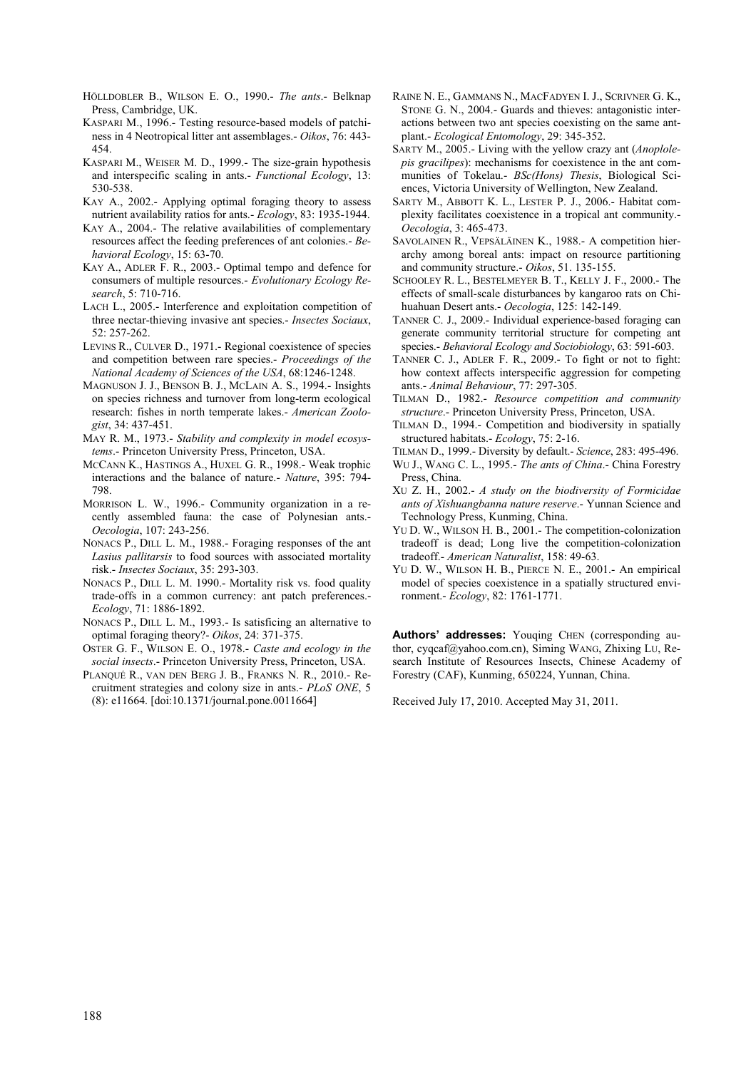HÖLLDOBLER B., WILSON E. O., 1990.- *The ants*.- Belknap Press, Cambridge, UK.

KASPARI M., 1996.- Testing resource-based models of patchiness in 4 Neotropical litter ant assemblages.- *Oikos*, 76: 443-454.

KASPARI M., WEISER M. D., 1999.- The size-grain hypothesis and interspecific scaling in ants.- *Functional Ecology*, 13: 530-538.

KAY A., 2002.- Applying optimal foraging theory to assess nutrient availability ratios for ants.- *Ecology*, 83: 1935-1944.

KAY A., 2004.- The relative availabilities of complementary resources affect the feeding preferences of ant colonies.- *Behavioral Ecology*, 15: 63-70.

KAY A., ADLER F. R., 2003.- Optimal tempo and defence for consumers of multiple resources.- *Evolutionary Ecology Research*, 5: 710-716.

LACH L., 2005.- Interference and exploitation competition of three nectar-thieving invasive ant species.- *Insectes Sociaux*, 52: 257-262.

LEVINS R., CULVER D., 1971.- Regional coexistence of species and competition between rare species.- *Proceedings of the National Academy of Sciences of the USA*, 68:1246-1248.

MAGNUSON J. J., BENSON B. J., MCLAIN A. S., 1994.- Insights on species richness and turnover from long-term ecological research: fishes in north temperate lakes.- *American Zoologist*, 34: 437-451.

MAY R. M., 1973.- *Stability and complexity in model ecosystems*.- Princeton University Press, Princeton, USA.

MCCANN K., HASTINGS A., HUXEL G. R., 1998.- Weak trophic interactions and the balance of nature.- *Nature*, 395: 794-798.

MORRISON L. W., 1996.- Community organization in a recently assembled fauna: the case of Polynesian ants.- *Oecologia*, 107: 243-256.

NONACS P., DILL L. M., 1988.- Foraging responses of the ant *Lasius pallitarsis* to food sources with associated mortality risk.- *Insectes Sociaux*, 35: 293-303.

NONACS P., DILL L. M. 1990.- Mortality risk vs. food quality trade-offs in a common currency: ant patch preferences.- *Ecology*, 71: 1886-1892.

NONACS P., DILL L. M., 1993.- Is satisficing an alternative to optimal foraging theory?- *Oikos*, 24: 371-375.

OSTER G. F., WILSON E. O., 1978.- *Caste and ecology in the social insects*.- Princeton University Press, Princeton, USA.

PLANQUÉ R., VAN DEN BERG J. B., FRANKS N. R., 2010.- Recruitment strategies and colony size in ants.- *PLoS ONE*, 5 (8): e11664. [doi:10.1371/journal.pone.0011664]

RAINE N. E., GAMMANS N., MACFADYEN I. J., SCRIVNER G. K., STONE G. N., 2004.- Guards and thieves: antagonistic interactions between two ant species coexisting on the same ant-plant.- *Ecological Entomology*, 29: 345-352.

SARTY M., 2005.- Living with the yellow crazy ant (*Anoplolepis gracilipes*): mechanisms for coexistence in the ant communities of Tokelau.- *BSc(Hons) Thesis*, Biological Sciences, Victoria University of Wellington, New Zealand.

SARTY M., ABBOTT K. L., LESTER P. J., 2006.- Habitat complexity facilitates coexistence in a tropical ant community.- *Oecologia*, 3: 465-473.

SAVOLAINEN R., VEPSÄLÄINEN K., 1988.- A competition hierarchy among boreal ants: impact on resource partitioning and community structure.- *Oikos*, 51. 135-155.

SCHOOLEY R. L., BESTELMEYER B. T., KELLY J. F., 2000.- The effects of small-scale disturbances by kangaroo rats on Chihuahuan Desert ants.- *Oecologia*, 125: 142-149.

TANNER C. J., 2009.- Individual experience-based foraging can generate community territorial structure for competing ant species.- *Behavioral Ecology and Sociobiology*, 63: 591-603.

TANNER C. J., ADLER F. R., 2009.- To fight or not to fight: how context affects interspecific aggression for competing ants.- *Animal Behaviour*, 77: 297-305.

TILMAN D., 1982.- *Resource competition and community structure*.- Princeton University Press, Princeton, USA.

TILMAN D., 1994.- Competition and biodiversity in spatially structured habitats.- *Ecology*, 75: 2-16.

TILMAN D., 1999.- Diversity by default.- *Science*, 283: 495-496.

WU J., WANG C. L., 1995.- *The ants of China*.- China Forestry Press, China.

XU Z. H., 2002.- *A study on the biodiversity of Formicidae ants of Xishuangbanna nature reserve*.- Yunnan Science and Technology Press, Kunming, China.

YU D. W., WILSON H. B., 2001.- The competition-colonization tradeoff is dead; Long live the competition-colonization tradeoff.- *American Naturalist*, 158: 49-63.

YU D. W., WILSON H. B., PIERCE N. E., 2001.- An empirical model of species coexistence in a spatially structured environment.- *Ecology*, 82: 1761-1771.

**Authors' addresses:** Youqing CHEN (corresponding author, cyqcaf@yahoo.com.cn), Siming WANG, Zhixing LU, Research Institute of Resources Insects, Chinese Academy of Forestry (CAF), Kunming, 650224, Yunnan, China.

Received July 17, 2010. Accepted May 31, 2011.